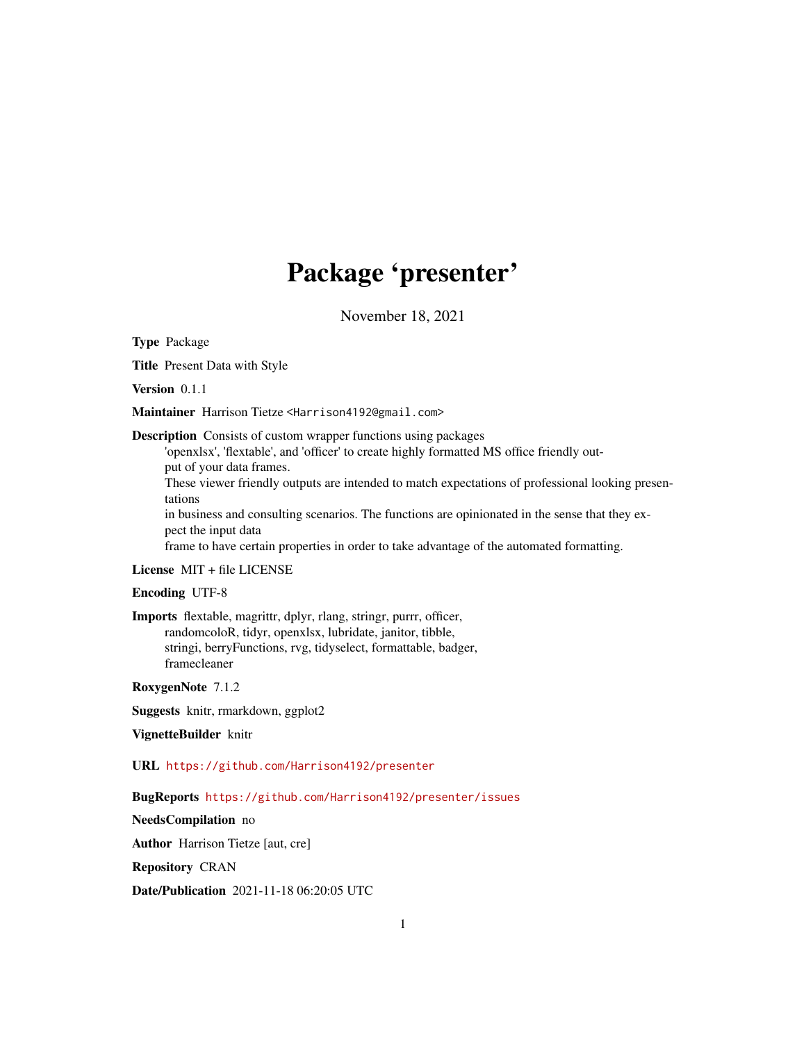# Package 'presenter'

November 18, 2021

**Type** Package

**Title** Present Data with Style

**Version** 0.1.1

**Maintainer** Harrison Tietze <Harrison4192@gmail.com>

**Description** Consists of custom wrapper functions using packages 'openxlsx', 'flextable', and 'officer' to create highly formatted MS office friendly output of your data frames.
These viewer friendly outputs are intended to match expectations of professional looking presentations
in business and consulting scenarios. The functions are opinionated in the sense that they expect the input data
frame to have certain properties in order to take advantage of the automated formatting.

**License** MIT + file LICENSE

**Encoding** UTF-8

**Imports** flextable, magrittr, dplyr, rlang, stringr, purrr, officer, randomcoloR, tidyr, openxlsx, lubridate, janitor, tibble, stringi, berryFunctions, rvg, tidyselect, formattable, badger, framecleaner

**RoxygenNote** 7.1.2

**Suggests** knitr, rmarkdown, ggplot2

**VignetteBuilder** knitr

**URL** https://github.com/Harrison4192/presenter

**BugReports** https://github.com/Harrison4192/presenter/issues

**NeedsCompilation** no

**Author** Harrison Tietze [aut, cre]

**Repository** CRAN

**Date/Publication** 2021-11-18 06:20:05 UTC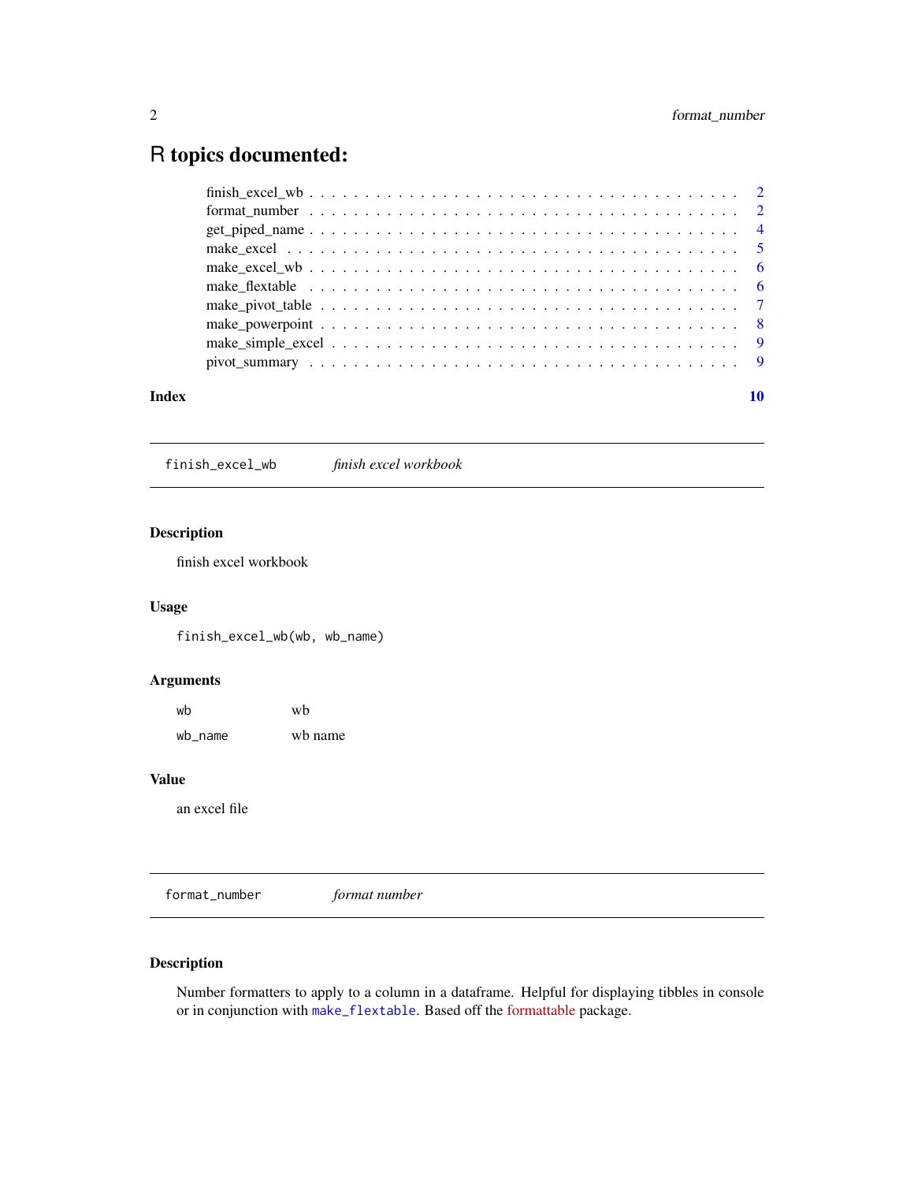# R topics documented:

finish_excel_wb . . . . . . . . . . . . . . . . . . . . . . . . . . . . . . . . . . . . . . 2
format_number . . . . . . . . . . . . . . . . . . . . . . . . . . . . . . . . . . . . . . 2
get_piped_name . . . . . . . . . . . . . . . . . . . . . . . . . . . . . . . . . . . . . . 4
make_excel . . . . . . . . . . . . . . . . . . . . . . . . . . . . . . . . . . . . . . 5
make_excel_wb . . . . . . . . . . . . . . . . . . . . . . . . . . . . . . . . . . . . . . 6
make_flextable . . . . . . . . . . . . . . . . . . . . . . . . . . . . . . . . . . . . . . 6
make_pivot_table . . . . . . . . . . . . . . . . . . . . . . . . . . . . . . . . . . . . . . 7
make_powerpoint . . . . . . . . . . . . . . . . . . . . . . . . . . . . . . . . . . . . . . 8
make_simple_excel . . . . . . . . . . . . . . . . . . . . . . . . . . . . . . . . . . . . . . 9
pivot_summary . . . . . . . . . . . . . . . . . . . . . . . . . . . . . . . . . . . . . . 9

**Index** **10**

---

`finish_excel_wb` *finish excel workbook*

---

### Description

finish excel workbook

### Usage

```
finish_excel_wb(wb, wb_name)
```

### Arguments

| | |
|---|---|
| `wb` | wb |
| `wb_name` | wb name |

### Value

an excel file

---

`format_number` *format number*

---

### Description

Number formatters to apply to a column in a dataframe. Helpful for displaying tibbles in console or in conjunction with `make_flextable`. Based off the formattable package.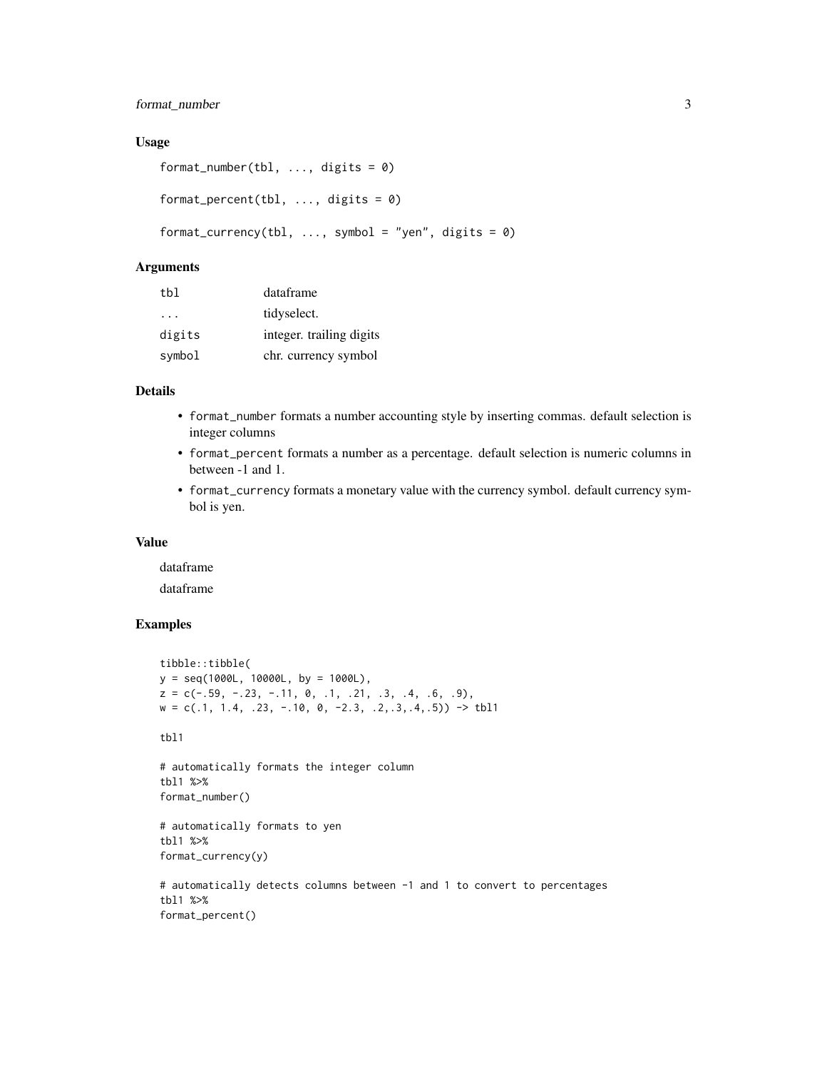## Usage

```
format_number(tbl, ..., digits = 0)

format_percent(tbl, ..., digits = 0)

format_currency(tbl, ..., symbol = "yen", digits = 0)
```

## Arguments

| | |
|---|---|
| tbl | dataframe |
| ... | tidyselect. |
| digits | integer. trailing digits |
| symbol | chr. currency symbol |

## Details

- `format_number` formats a number accounting style by inserting commas. default selection is integer columns
- `format_percent` formats a number as a percentage. default selection is numeric columns in between -1 and 1.
- `format_currency` formats a monetary value with the currency symbol. default currency symbol is yen.

## Value

dataframe

dataframe

## Examples

```
tibble::tibble(
y = seq(1000L, 10000L, by = 1000L),
z = c(-.59, -.23, -.11, 0, .1, .21, .3, .4, .6, .9),
w = c(.1, 1.4, .23, -.10, 0, -2.3, .2,.3,.4,.5)) -> tbl1

tbl1

# automatically formats the integer column
tbl1 %>%
format_number()

# automatically formats to yen
tbl1 %>%
format_currency(y)

# automatically detects columns between -1 and 1 to convert to percentages
tbl1 %>%
format_percent()
```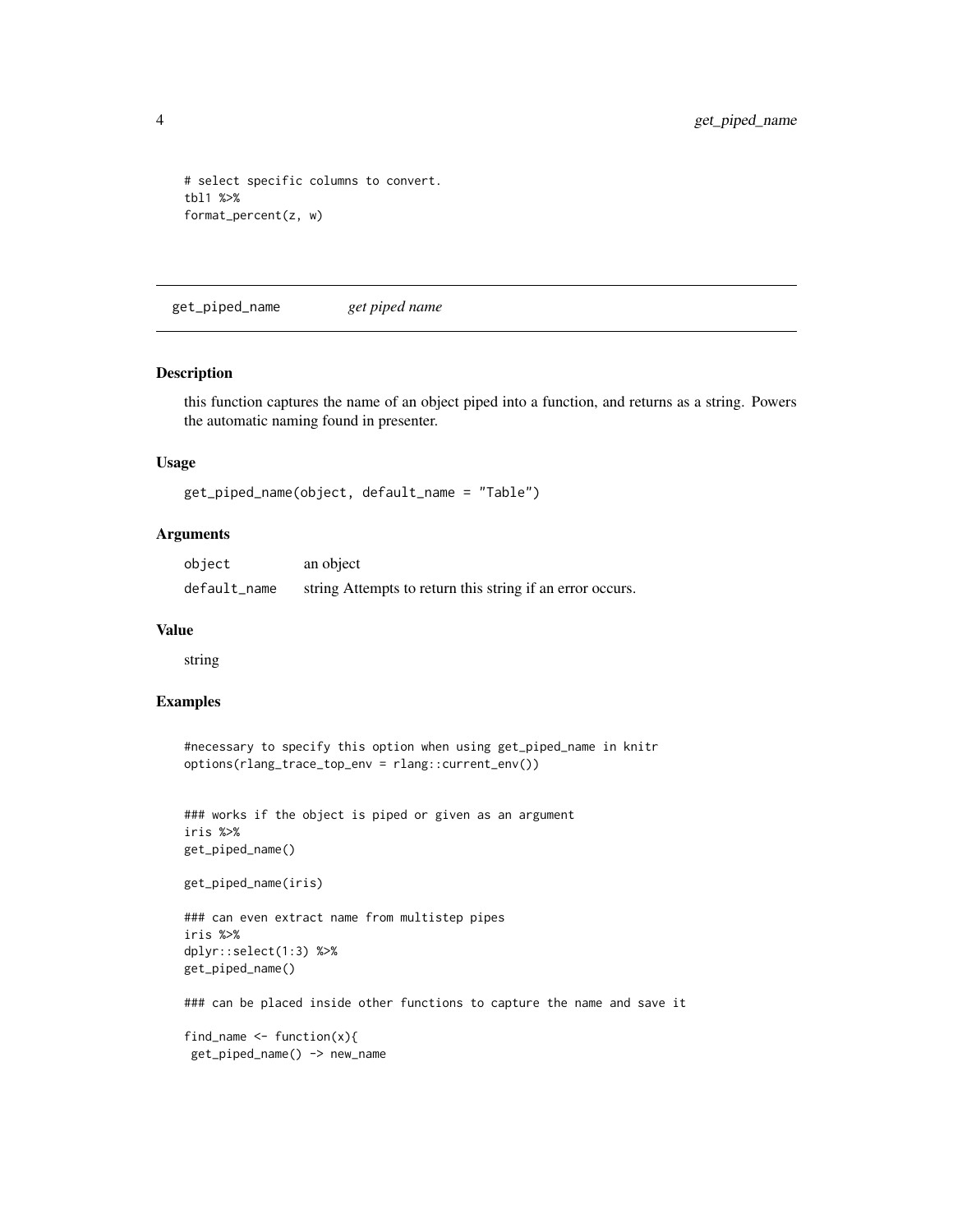```
# select specific columns to convert.
tbl1 %>%
format_percent(z, w)
```

## get_piped_name — *get piped name*

### Description

this function captures the name of an object piped into a function, and returns as a string. Powers the automatic naming found in presenter.

### Usage

```
get_piped_name(object, default_name = "Table")
```

### Arguments

| | |
|---|---|
| `object` | an object |
| `default_name` | string Attempts to return this string if an error occurs. |

### Value

string

### Examples

```
#necessary to specify this option when using get_piped_name in knitr
options(rlang_trace_top_env = rlang::current_env())


### works if the object is piped or given as an argument
iris %>%
get_piped_name()

get_piped_name(iris)

### can even extract name from multistep pipes
iris %>%
dplyr::select(1:3) %>%
get_piped_name()

### can be placed inside other functions to capture the name and save it

find_name <- function(x){
 get_piped_name() -> new_name
```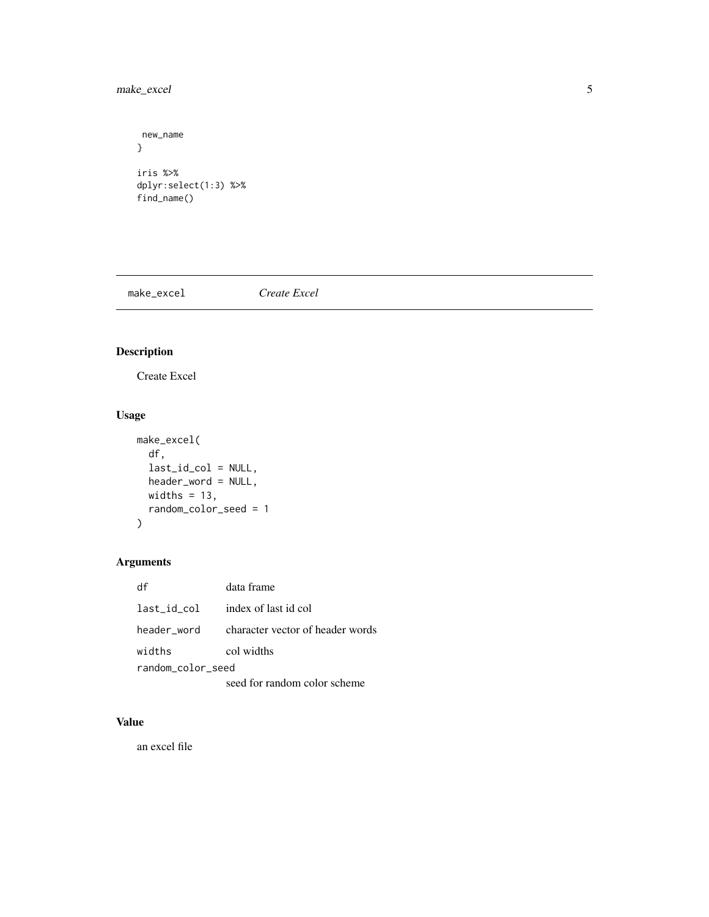```
 new_name
}

iris %>%
dplyr:select(1:3) %>%
find_name()
```

## make_excel *Create Excel*

### Description

Create Excel

### Usage

```
make_excel(
  df,
  last_id_col = NULL,
  header_word = NULL,
  widths = 13,
  random_color_seed = 1
)
```

### Arguments

| | |
|---|---|
| df | data frame |
| last_id_col | index of last id col |
| header_word | character vector of header words |
| widths | col widths |
| random_color_seed | seed for random color scheme |

### Value

an excel file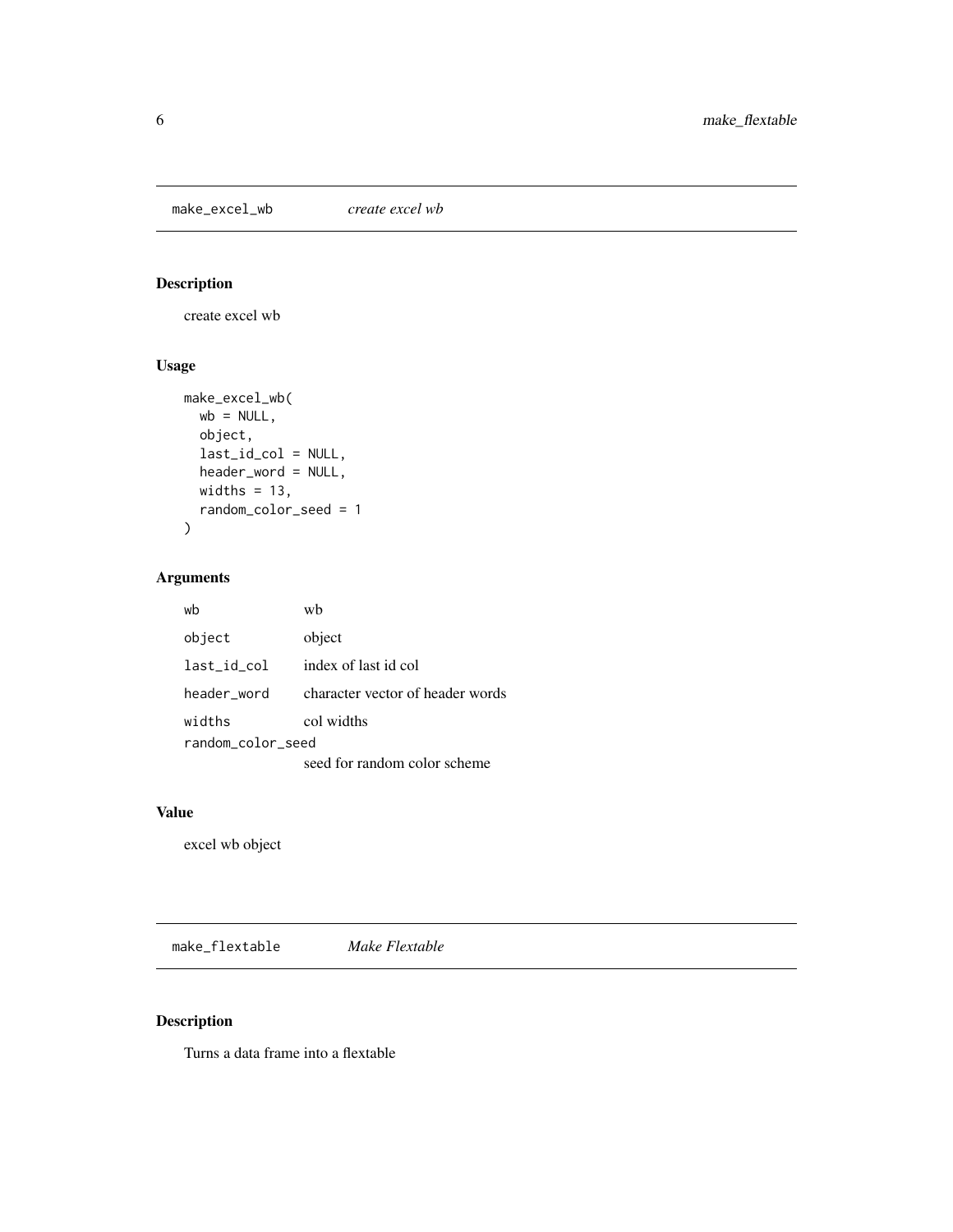## make_excel_wb — *create excel wb*

### Description

create excel wb

### Usage

```
make_excel_wb(
  wb = NULL,
  object,
  last_id_col = NULL,
  header_word = NULL,
  widths = 13,
  random_color_seed = 1
)
```

### Arguments

| | |
|---|---|
| `wb` | wb |
| `object` | object |
| `last_id_col` | index of last id col |
| `header_word` | character vector of header words |
| `widths` | col widths |
| `random_color_seed` | seed for random color scheme |

### Value

excel wb object

## make_flextable — *Make Flextable*

### Description

Turns a data frame into a flextable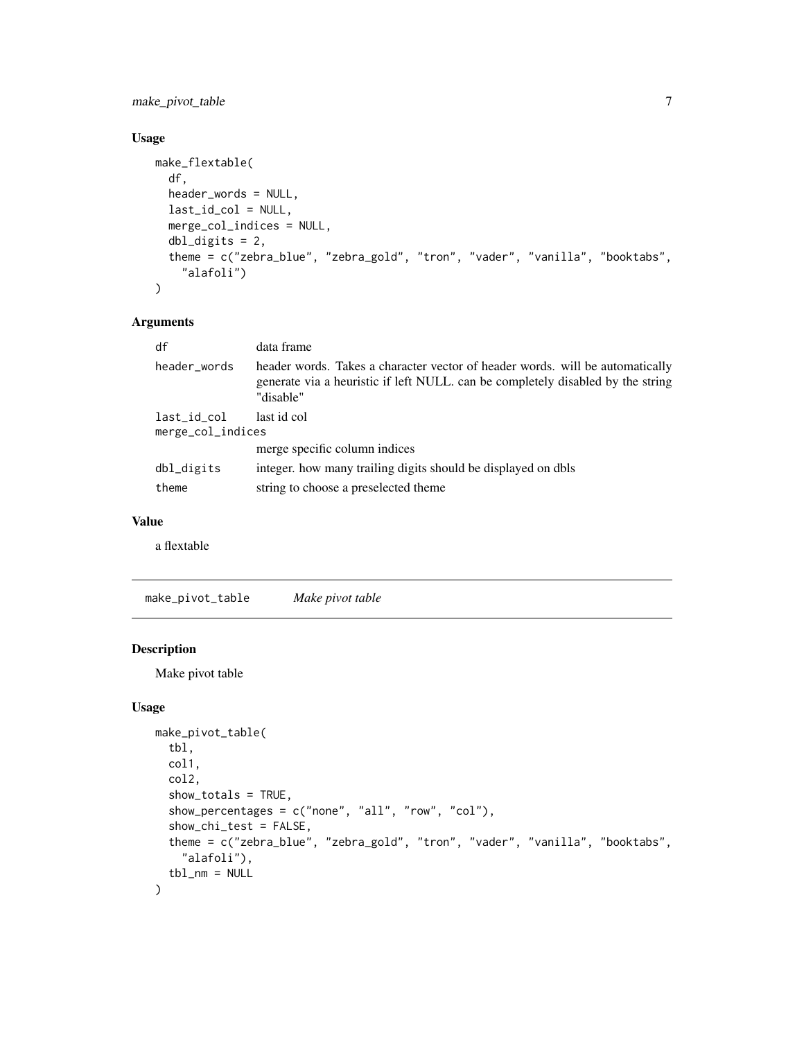### Usage

```
make_flextable(
  df,
  header_words = NULL,
  last_id_col = NULL,
  merge_col_indices = NULL,
  dbl_digits = 2,
  theme = c("zebra_blue", "zebra_gold", "tron", "vader", "vanilla", "booktabs",
    "alafoli")
)
```

### Arguments

| | |
|---|---|
| `df` | data frame |
| `header_words` | header words. Takes a character vector of header words. will be automatically generate via a heuristic if left NULL. can be completely disabled by the string "disable" |
| `last_id_col` | last id col |
| `merge_col_indices` | merge specific column indices |
| `dbl_digits` | integer. how many trailing digits should be displayed on dbls |
| `theme` | string to choose a preselected theme |

### Value

a flextable

---

## make_pivot_table    *Make pivot table*

### Description

Make pivot table

### Usage

```
make_pivot_table(
  tbl,
  col1,
  col2,
  show_totals = TRUE,
  show_percentages = c("none", "all", "row", "col"),
  show_chi_test = FALSE,
  theme = c("zebra_blue", "zebra_gold", "tron", "vader", "vanilla", "booktabs",
    "alafoli"),
  tbl_nm = NULL
)
```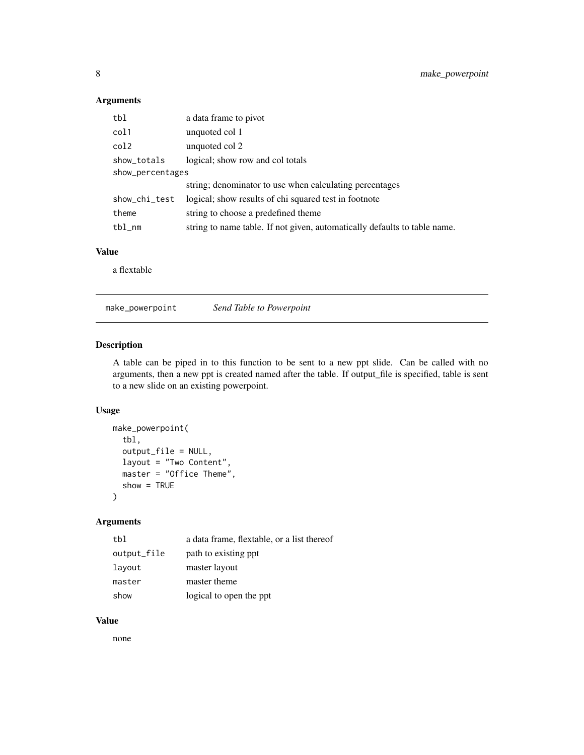### Arguments

| | |
|---|---|
| tbl | a data frame to pivot |
| col1 | unquoted col 1 |
| col2 | unquoted col 2 |
| show_totals | logical; show row and col totals |
| show_percentages | string; denominator to use when calculating percentages |
| show_chi_test | logical; show results of chi squared test in footnote |
| theme | string to choose a predefined theme |
| tbl_nm | string to name table. If not given, automatically defaults to table name. |

### Value

a flextable

## make_powerpoint    *Send Table to Powerpoint*

### Description

A table can be piped in to this function to be sent to a new ppt slide. Can be called with no arguments, then a new ppt is created named after the table. If output_file is specified, table is sent to a new slide on an existing powerpoint.

### Usage

```
make_powerpoint(
  tbl,
  output_file = NULL,
  layout = "Two Content",
  master = "Office Theme",
  show = TRUE
)
```

### Arguments

| | |
|---|---|
| tbl | a data frame, flextable, or a list thereof |
| output_file | path to existing ppt |
| layout | master layout |
| master | master theme |
| show | logical to open the ppt |

### Value

none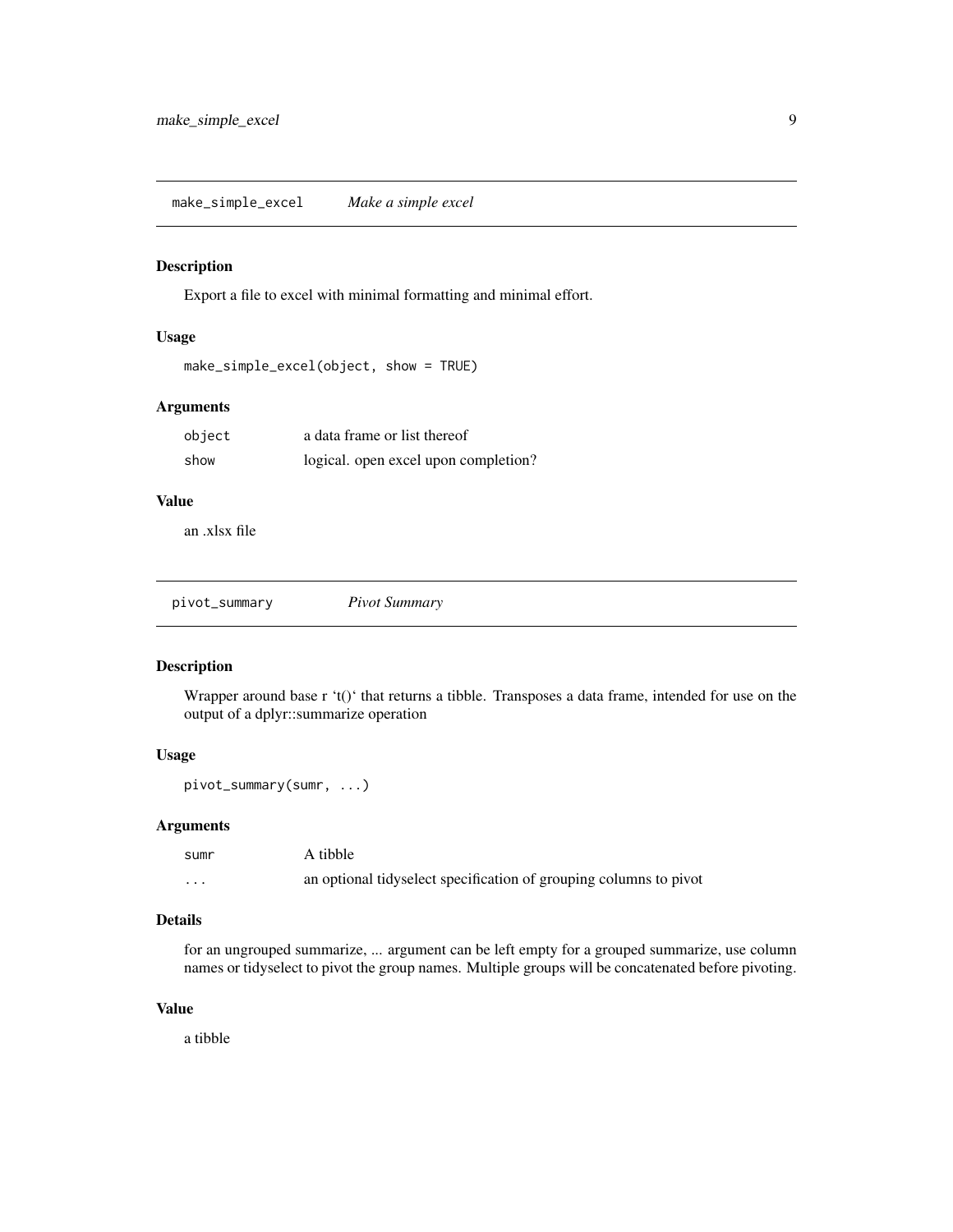## make_simple_excel *Make a simple excel*

### Description

Export a file to excel with minimal formatting and minimal effort.

### Usage

```
make_simple_excel(object, show = TRUE)
```

### Arguments

| | |
|---|---|
| `object` | a data frame or list thereof |
| `show` | logical. open excel upon completion? |

### Value

an .xlsx file

## pivot_summary *Pivot Summary*

### Description

Wrapper around base r 't()' that returns a tibble. Transposes a data frame, intended for use on the output of a dplyr::summarize operation

### Usage

```
pivot_summary(sumr, ...)
```

### Arguments

| | |
|---|---|
| `sumr` | A tibble |
| `...` | an optional tidyselect specification of grouping columns to pivot |

### Details

for an ungrouped summarize, ... argument can be left empty for a grouped summarize, use column names or tidyselect to pivot the group names. Multiple groups will be concatenated before pivoting.

### Value

a tibble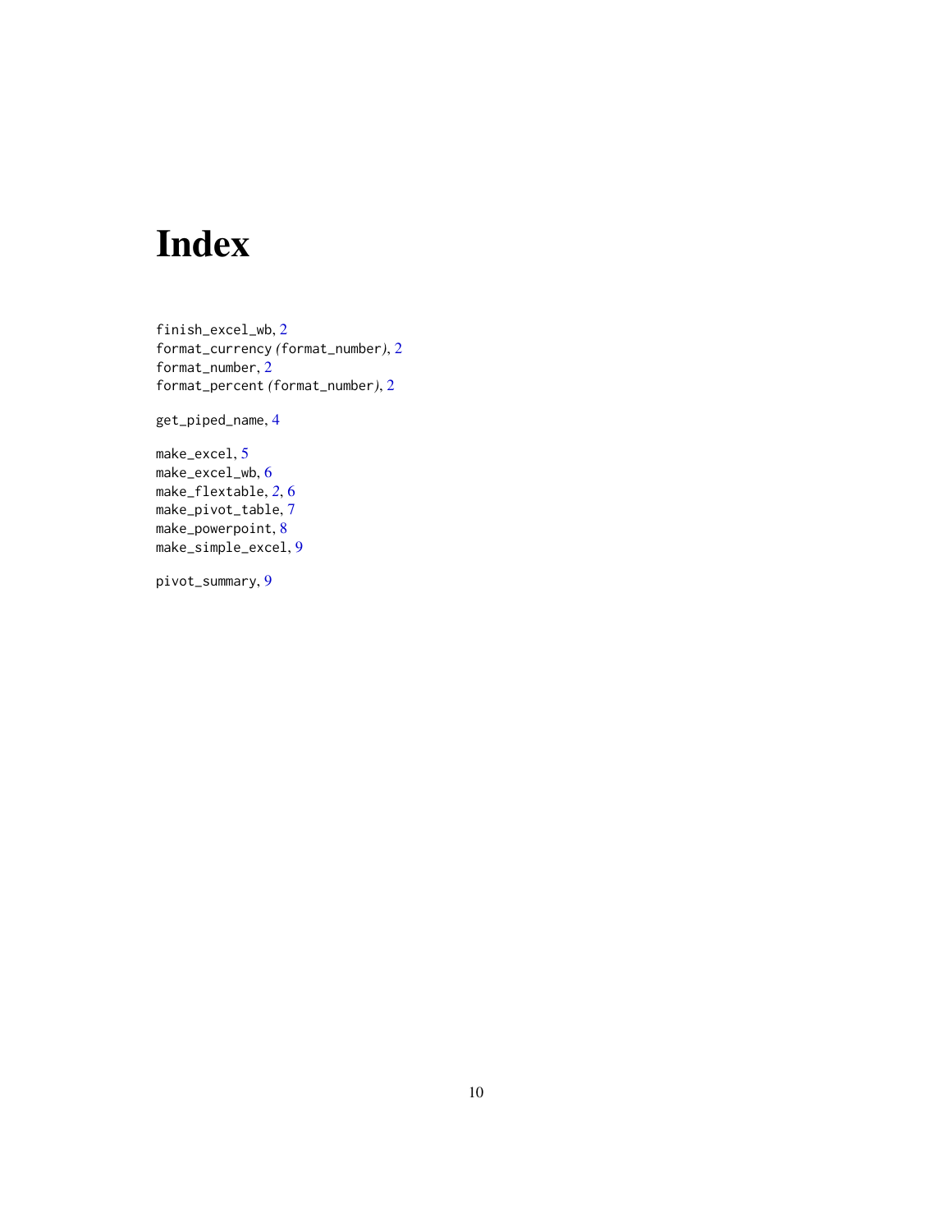# Index

finish_excel_wb, 2
format_currency *(*format_number*)*, 2
format_number, 2
format_percent *(*format_number*)*, 2

get_piped_name, 4

make_excel, 5
make_excel_wb, 6
make_flextable, *2*, 6
make_pivot_table, 7
make_powerpoint, 8
make_simple_excel, 9

pivot_summary, 9